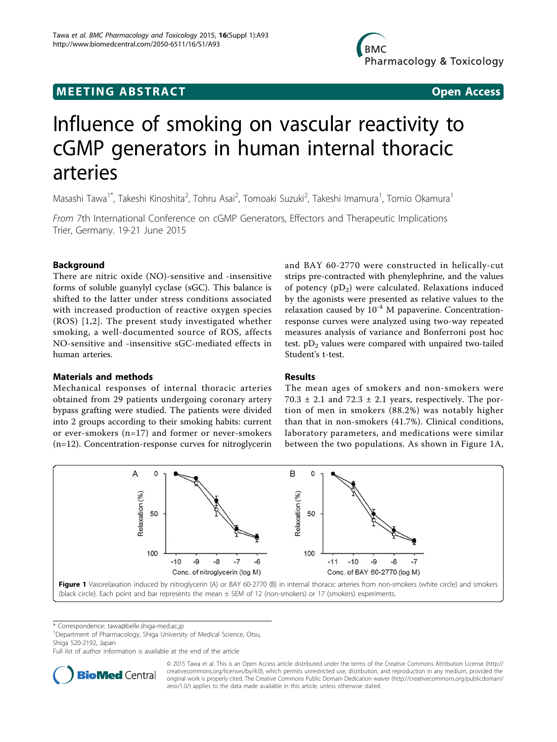MEETING ABSTRACT

Open Access

# Influence of smoking on vascular reactivity to cGMP generators in human internal thoracic arteries

Masashi Tawa[1*], Takeshi Kinoshita[2], Tohru Asai[2], Tomoaki Suzuki[2], Takeshi Imamura[1], Tomio Okamura[1]

*From* 7th International Conference on cGMP Generators, Effectors and Therapeutic Implications
Trier, Germany. 19-21 June 2015

## Background

There are nitric oxide (NO)-sensitive and -insensitive forms of soluble guanylyl cyclase (sGC). This balance is shifted to the latter under stress conditions associated with increased production of reactive oxygen species (ROS) [1,2]. The present study investigated whether smoking, a well-documented source of ROS, affects NO-sensitive and -insensitive sGC-mediated effects in human arteries.

## Materials and methods

Mechanical responses of internal thoracic arteries obtained from 29 patients undergoing coronary artery bypass grafting were studied. The patients were divided into 2 groups according to their smoking habits: current or ever-smokers (n=17) and former or never-smokers (n=12). Concentration-response curves for nitroglycerin and BAY 60-2770 were constructed in helically-cut strips pre-contracted with phenylephrine, and the values of potency ($pD_2$) were calculated. Relaxations induced by the agonists were presented as relative values to the relaxation caused by $10^{-4}$ M papaverine. Concentration-response curves were analyzed using two-way repeated measures analysis of variance and Bonferroni post hoc test. $pD_2$ values were compared with unpaired two-tailed Student's t-test.

## Results

The mean ages of smokers and non-smokers were 70.3 ± 2.1 and 72.3 ± 2.1 years, respectively. The portion of men in smokers (88.2%) was notably higher than that in non-smokers (41.7%). Clinical conditions, laboratory parameters, and medications were similar between the two populations. As shown in Figure 1A,

**Figure 1** Vasorelaxation induced by nitroglycerin (A) or BAY 60-2770 (B) in internal thoracic arteries from non-smokers (white circle) and smokers (black circle). Each point and bar represents the mean ± SEM of 12 (non-smokers) or 17 (smokers) experiments.

\* Correspondence: tawa@belle.shiga-med.ac.jp
[1]Department of Pharmacology, Shiga University of Medical Science, Otsu, Shiga 520-2192, Japan
Full list of author information is available at the end of the article

© 2015 Tawa et al. This is an Open Access article distributed under the terms of the Creative Commons Attribution License (http://creativecommons.org/licenses/by/4.0), which permits unrestricted use, distribution, and reproduction in any medium, provided the original work is properly cited. The Creative Commons Public Domain Dedication waiver (http://creativecommons.org/publicdomain/zero/1.0/) applies to the data made available in this article, unless otherwise stated.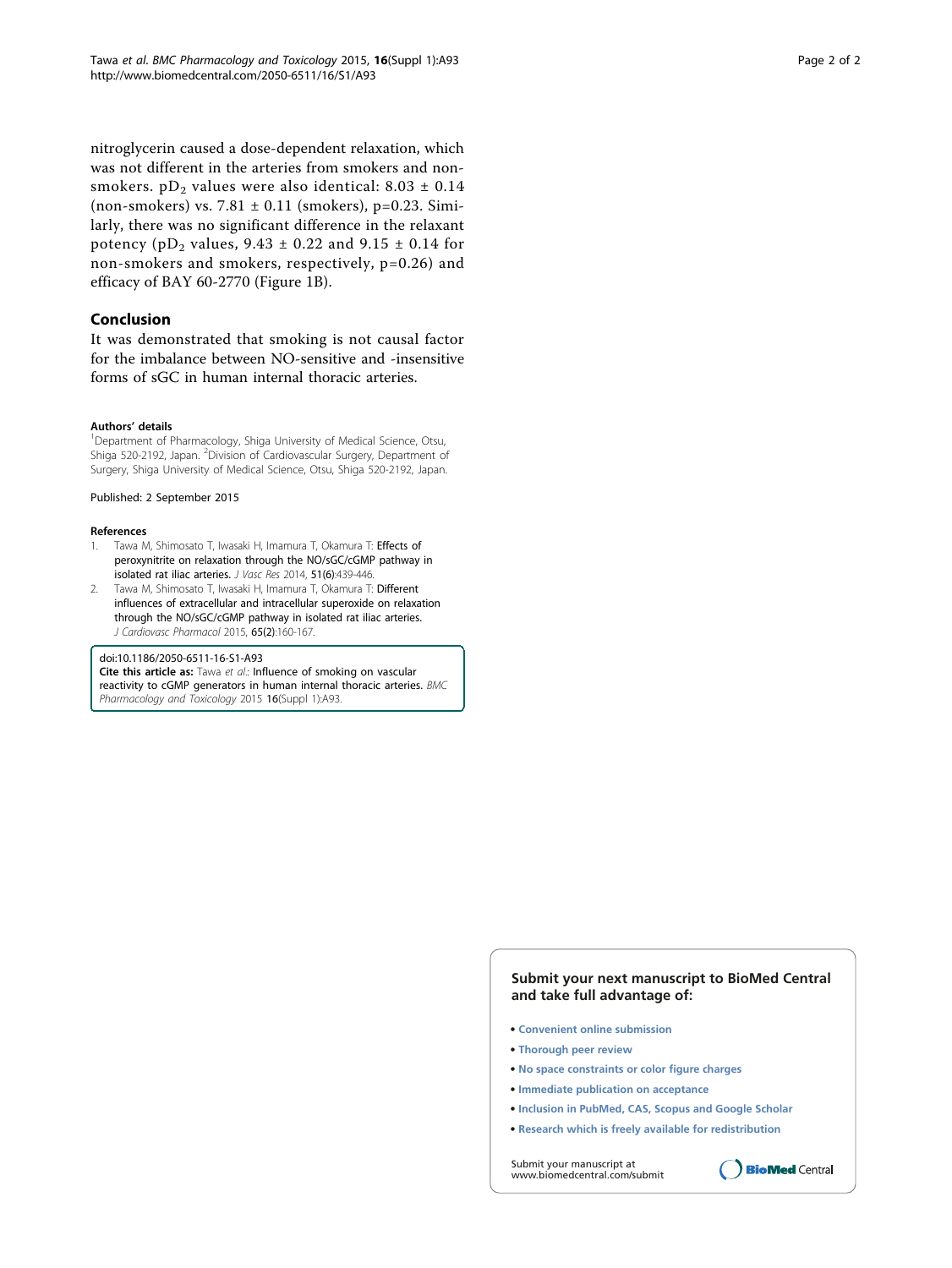nitroglycerin caused a dose-dependent relaxation, which was not different in the arteries from smokers and non-smokers. $pD_2$ values were also identical: $8.03 \pm 0.14$ (non-smokers) vs. $7.81 \pm 0.11$ (smokers), $p=0.23$. Similarly, there was no significant difference in the relaxant potency ($pD_2$ values, $9.43 \pm 0.22$ and $9.15 \pm 0.14$ for non-smokers and smokers, respectively, $p=0.26$) and efficacy of BAY 60-2770 (Figure 1B).

## Conclusion

It was demonstrated that smoking is not causal factor for the imbalance between NO-sensitive and -insensitive forms of sGC in human internal thoracic arteries.

#### Authors' details

[1]Department of Pharmacology, Shiga University of Medical Science, Otsu, Shiga 520-2192, Japan. [2]Division of Cardiovascular Surgery, Department of Surgery, Shiga University of Medical Science, Otsu, Shiga 520-2192, Japan.

Published: 2 September 2015

#### References

1. Tawa M, Shimosato T, Iwasaki H, Imamura T, Okamura T: **Effects of peroxynitrite on relaxation through the NO/sGC/cGMP pathway in isolated rat iliac arteries.** *J Vasc Res* 2014, **51(6)**:439-446.
2. Tawa M, Shimosato T, Iwasaki H, Imamura T, Okamura T: **Different influences of extracellular and intracellular superoxide on relaxation through the NO/sGC/cGMP pathway in isolated rat iliac arteries.** *J Cardiovasc Pharmacol* 2015, **65(2)**:160-167.

doi:10.1186/2050-6511-16-S1-A93
**Cite this article as:** Tawa *et al.*: Influence of smoking on vascular reactivity to cGMP generators in human internal thoracic arteries. *BMC Pharmacology and Toxicology* 2015 **16**(Suppl 1):A93.

**Submit your next manuscript to BioMed Central and take full advantage of:**

- Convenient online submission
- Thorough peer review
- No space constraints or color figure charges
- Immediate publication on acceptance
- Inclusion in PubMed, CAS, Scopus and Google Scholar
- Research which is freely available for redistribution

Submit your manuscript at www.biomedcentral.com/submit